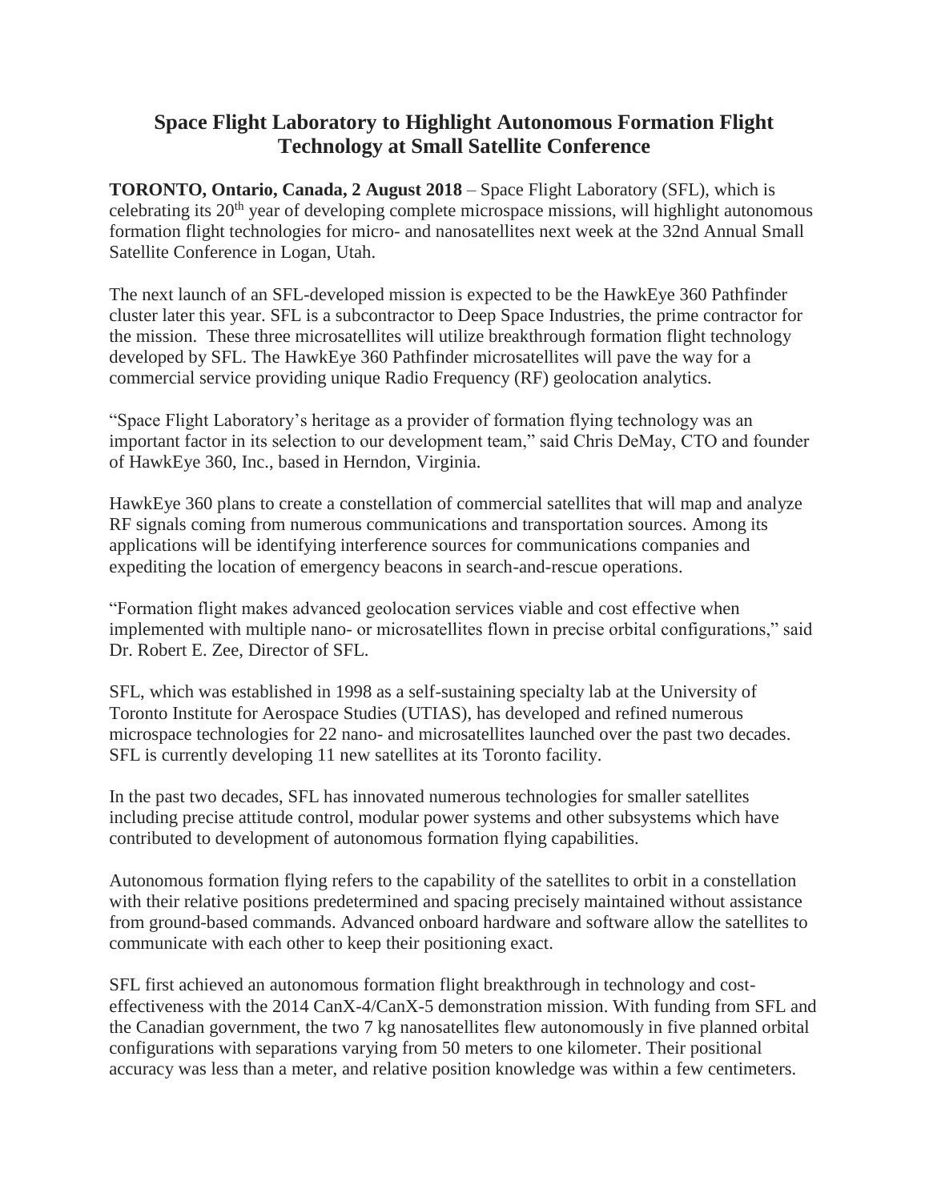# Space Flight Laboratory to Highlight Autonomous Formation Flight Technology at Small Satellite Conference

**TORONTO, Ontario, Canada, 2 August 2018** – Space Flight Laboratory (SFL), which is celebrating its 20th year of developing complete microspace missions, will highlight autonomous formation flight technologies for micro- and nanosatellites next week at the 32nd Annual Small Satellite Conference in Logan, Utah.

The next launch of an SFL-developed mission is expected to be the HawkEye 360 Pathfinder cluster later this year. SFL is a subcontractor to Deep Space Industries, the prime contractor for the mission. These three microsatellites will utilize breakthrough formation flight technology developed by SFL. The HawkEye 360 Pathfinder microsatellites will pave the way for a commercial service providing unique Radio Frequency (RF) geolocation analytics.

"Space Flight Laboratory's heritage as a provider of formation flying technology was an important factor in its selection to our development team," said Chris DeMay, CTO and founder of HawkEye 360, Inc., based in Herndon, Virginia.

HawkEye 360 plans to create a constellation of commercial satellites that will map and analyze RF signals coming from numerous communications and transportation sources. Among its applications will be identifying interference sources for communications companies and expediting the location of emergency beacons in search-and-rescue operations.

"Formation flight makes advanced geolocation services viable and cost effective when implemented with multiple nano- or microsatellites flown in precise orbital configurations," said Dr. Robert E. Zee, Director of SFL.

SFL, which was established in 1998 as a self-sustaining specialty lab at the University of Toronto Institute for Aerospace Studies (UTIAS), has developed and refined numerous microspace technologies for 22 nano- and microsatellites launched over the past two decades. SFL is currently developing 11 new satellites at its Toronto facility.

In the past two decades, SFL has innovated numerous technologies for smaller satellites including precise attitude control, modular power systems and other subsystems which have contributed to development of autonomous formation flying capabilities.

Autonomous formation flying refers to the capability of the satellites to orbit in a constellation with their relative positions predetermined and spacing precisely maintained without assistance from ground-based commands. Advanced onboard hardware and software allow the satellites to communicate with each other to keep their positioning exact.

SFL first achieved an autonomous formation flight breakthrough in technology and cost-effectiveness with the 2014 CanX-4/CanX-5 demonstration mission. With funding from SFL and the Canadian government, the two 7 kg nanosatellites flew autonomously in five planned orbital configurations with separations varying from 50 meters to one kilometer. Their positional accuracy was less than a meter, and relative position knowledge was within a few centimeters.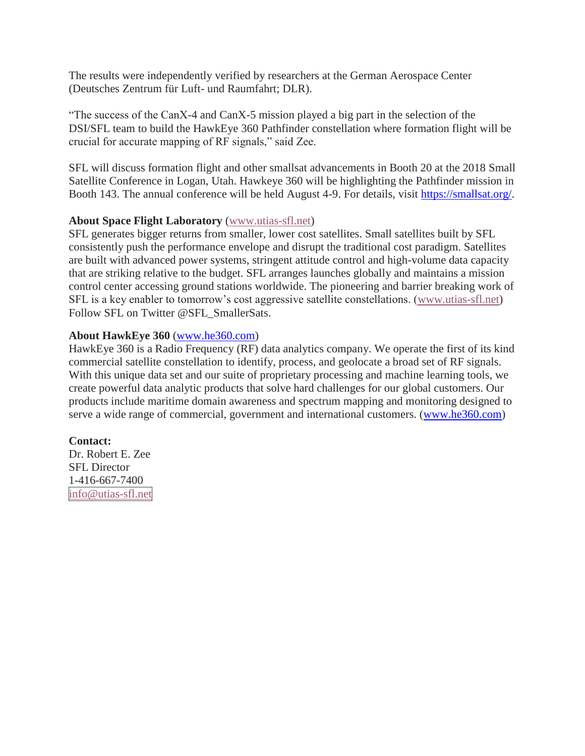The results were independently verified by researchers at the German Aerospace Center (Deutsches Zentrum für Luft- und Raumfahrt; DLR).

"The success of the CanX-4 and CanX-5 mission played a big part in the selection of the DSI/SFL team to build the HawkEye 360 Pathfinder constellation where formation flight will be crucial for accurate mapping of RF signals," said Zee.

SFL will discuss formation flight and other smallsat advancements in Booth 20 at the 2018 Small Satellite Conference in Logan, Utah. Hawkeye 360 will be highlighting the Pathfinder mission in Booth 143. The annual conference will be held August 4-9. For details, visit https://smallsat.org/.

**About Space Flight Laboratory** (www.utias-sfl.net)
SFL generates bigger returns from smaller, lower cost satellites. Small satellites built by SFL consistently push the performance envelope and disrupt the traditional cost paradigm. Satellites are built with advanced power systems, stringent attitude control and high-volume data capacity that are striking relative to the budget. SFL arranges launches globally and maintains a mission control center accessing ground stations worldwide. The pioneering and barrier breaking work of SFL is a key enabler to tomorrow's cost aggressive satellite constellations. (www.utias-sfl.net) Follow SFL on Twitter @SFL_SmallerSats.

**About HawkEye 360** (www.he360.com)
HawkEye 360 is a Radio Frequency (RF) data analytics company. We operate the first of its kind commercial satellite constellation to identify, process, and geolocate a broad set of RF signals. With this unique data set and our suite of proprietary processing and machine learning tools, we create powerful data analytic products that solve hard challenges for our global customers. Our products include maritime domain awareness and spectrum mapping and monitoring designed to serve a wide range of commercial, government and international customers. (www.he360.com)

**Contact:**
Dr. Robert E. Zee
SFL Director
1-416-667-7400
info@utias-sfl.net